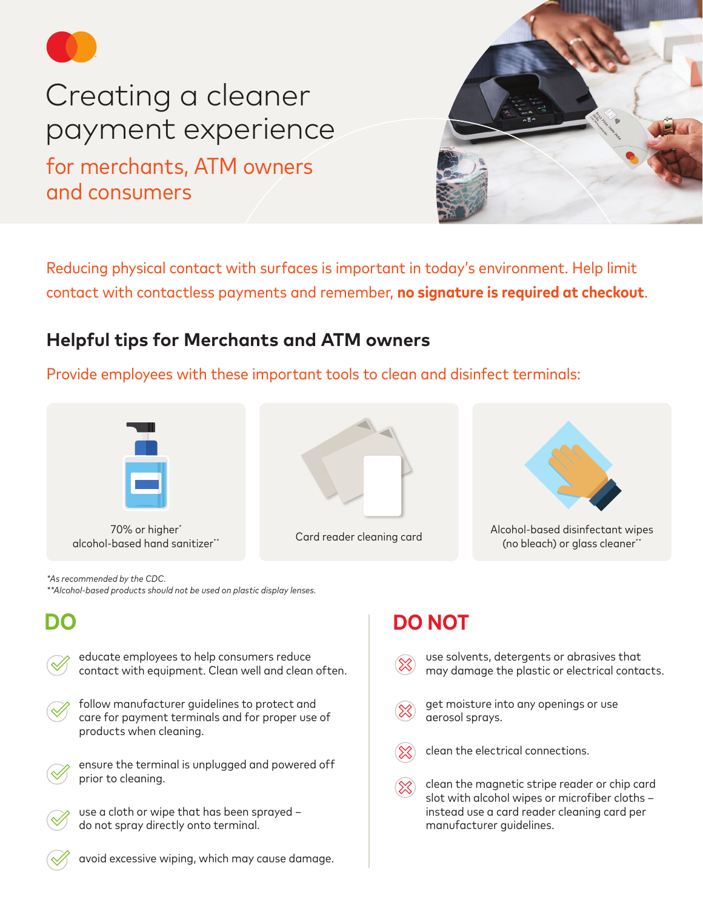# Creating a cleaner payment experience

## for merchants, ATM owners and consumers

Reducing physical contact with surfaces is important in today's environment. Help limit contact with contactless payments and remember, **no signature is required at checkout**.

## Helpful tips for Merchants and ATM owners

Provide employees with these important tools to clean and disinfect terminals:

- 70% or higher* alcohol-based hand sanitizer**
- Card reader cleaning card
- Alcohol-based disinfectant wipes (no bleach) or glass cleaner**

*As recommended by the CDC.
**Alcohol-based products should not be used on plastic display lenses.

### DO

- educate employees to help consumers reduce contact with equipment. Clean well and clean often.
- follow manufacturer guidelines to protect and care for payment terminals and for proper use of products when cleaning.
- ensure the terminal is unplugged and powered off prior to cleaning.
- use a cloth or wipe that has been sprayed – do not spray directly onto terminal.
- avoid excessive wiping, which may cause damage.

### DO NOT

- use solvents, detergents or abrasives that may damage the plastic or electrical contacts.
- get moisture into any openings or use aerosol sprays.
- clean the electrical connections.
- clean the magnetic stripe reader or chip card slot with alcohol wipes or microfiber cloths – instead use a card reader cleaning card per manufacturer guidelines.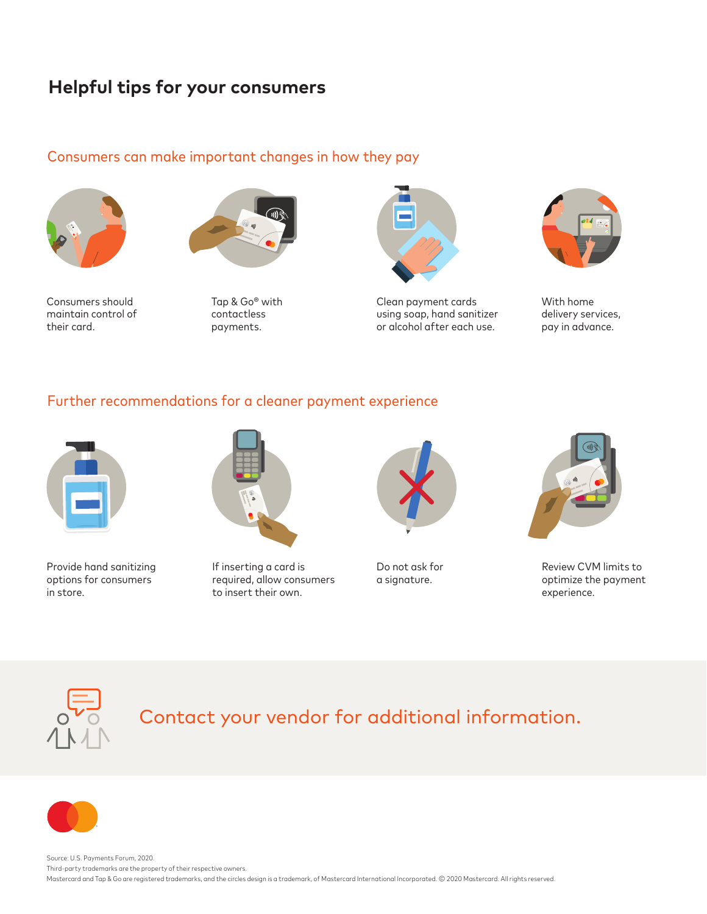# Helpful tips for your consumers

## Consumers can make important changes in how they pay

Consumers should maintain control of their card.

Tap & Go® with contactless payments.

Clean payment cards using soap, hand sanitizer or alcohol after each use.

With home delivery services, pay in advance.

## Further recommendations for a cleaner payment experience

Provide hand sanitizing options for consumers in store.

If inserting a card is required, allow consumers to insert their own.

Do not ask for a signature.

Review CVM limits to optimize the payment experience.

Contact your vendor for additional information.

Source: U.S. Payments Forum, 2020.
Third-party trademarks are the property of their respective owners.
Mastercard and Tap & Go are registered trademarks, and the circles design is a trademark, of Mastercard International Incorporated. © 2020 Mastercard. All rights reserved.